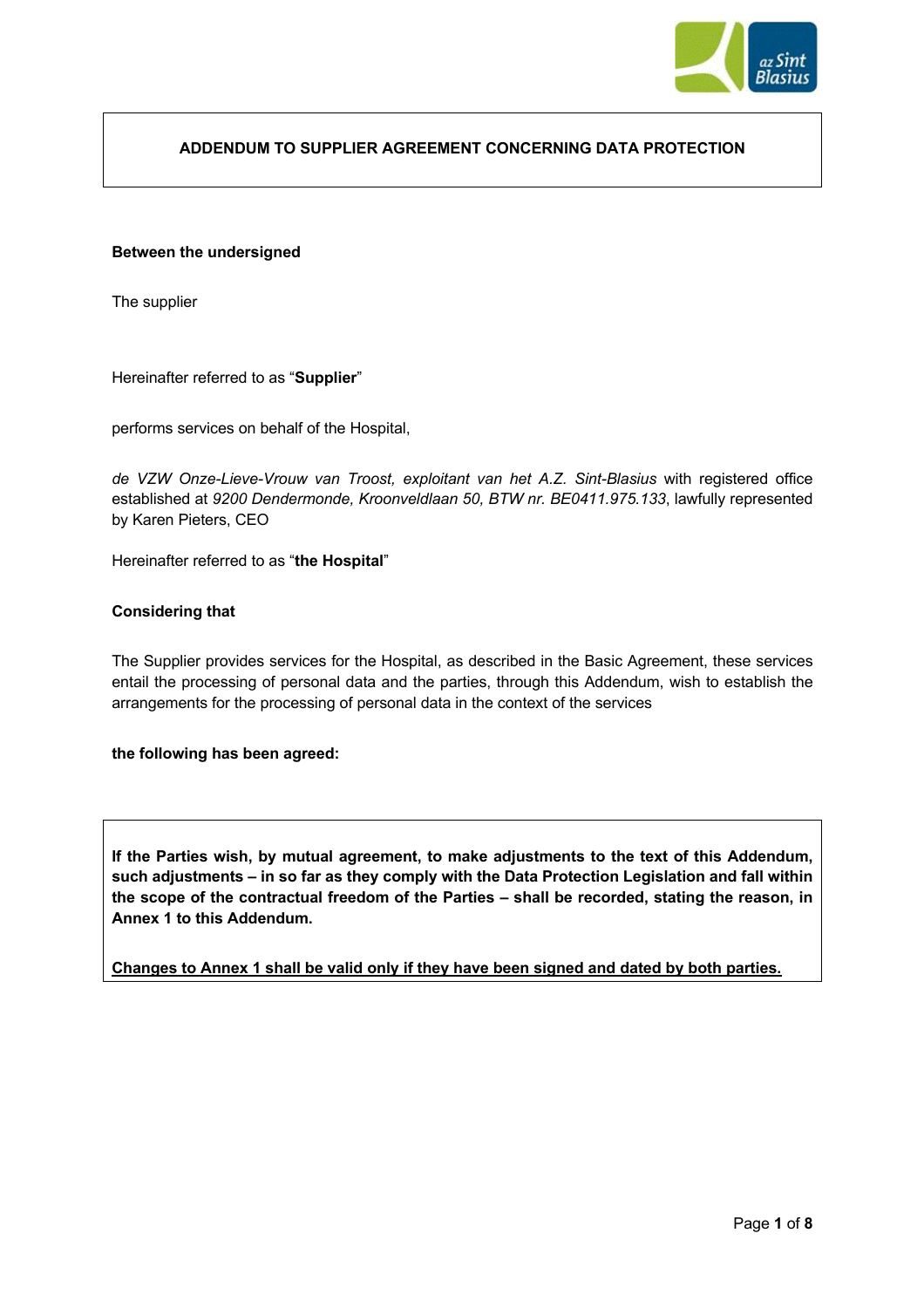**ADDENDUM TO SUPPLIER AGREEMENT CONCERNING DATA PROTECTION**

**Between the undersigned**

The supplier

Hereinafter referred to as "**Supplier**"

performs services on behalf of the Hospital,

*de VZW Onze-Lieve-Vrouw van Troost, exploitant van het A.Z. Sint-Blasius* with registered office established at *9200 Dendermonde, Kroonveldlaan 50, BTW nr. BE0411.975.133*, lawfully represented by Karen Pieters, CEO

Hereinafter referred to as "**the Hospital**"

**Considering that**

The Supplier provides services for the Hospital, as described in the Basic Agreement, these services entail the processing of personal data and the parties, through this Addendum, wish to establish the arrangements for the processing of personal data in the context of the services

**the following has been agreed:**

**If the Parties wish, by mutual agreement, to make adjustments to the text of this Addendum, such adjustments – in so far as they comply with the Data Protection Legislation and fall within the scope of the contractual freedom of the Parties – shall be recorded, stating the reason, in Annex 1 to this Addendum.**

**<u>Changes to Annex 1 shall be valid only if they have been signed and dated by both parties.</u>**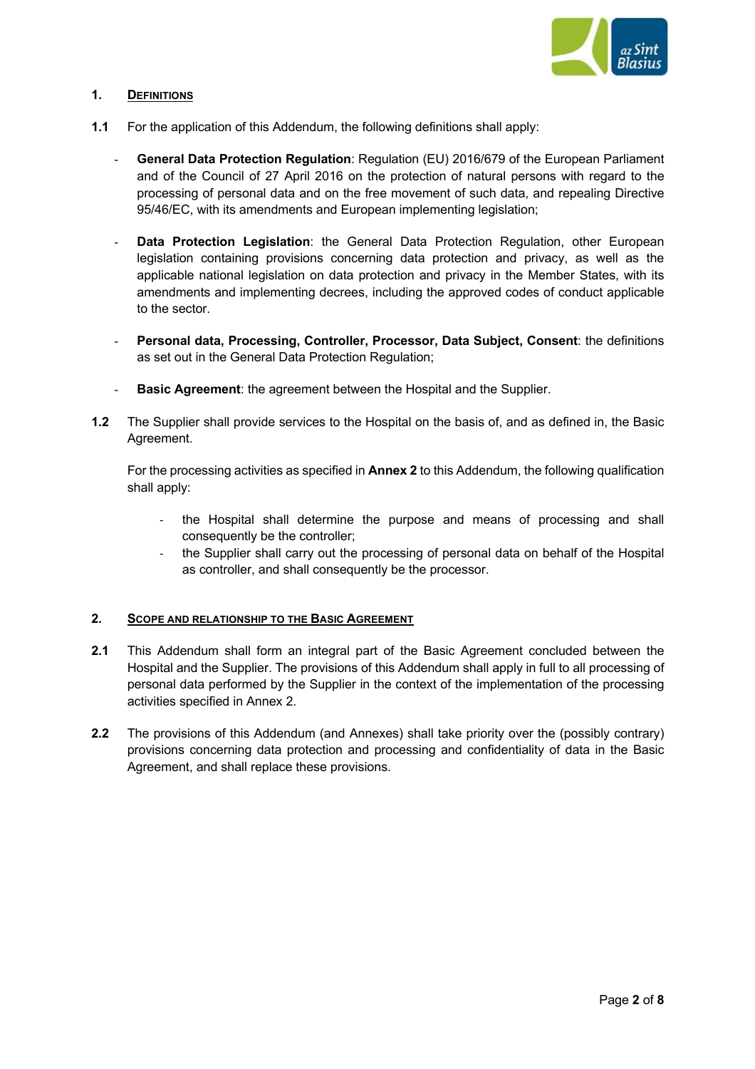## 1. DEFINITIONS

**1.1** For the application of this Addendum, the following definitions shall apply:

- **General Data Protection Regulation**: Regulation (EU) 2016/679 of the European Parliament and of the Council of 27 April 2016 on the protection of natural persons with regard to the processing of personal data and on the free movement of such data, and repealing Directive 95/46/EC, with its amendments and European implementing legislation;

- **Data Protection Legislation**: the General Data Protection Regulation, other European legislation containing provisions concerning data protection and privacy, as well as the applicable national legislation on data protection and privacy in the Member States, with its amendments and implementing decrees, including the approved codes of conduct applicable to the sector.

- **Personal data, Processing, Controller, Processor, Data Subject, Consent**: the definitions as set out in the General Data Protection Regulation;

- **Basic Agreement**: the agreement between the Hospital and the Supplier.

**1.2** The Supplier shall provide services to the Hospital on the basis of, and as defined in, the Basic Agreement.

For the processing activities as specified in **Annex 2** to this Addendum, the following qualification shall apply:

- the Hospital shall determine the purpose and means of processing and shall consequently be the controller;
- the Supplier shall carry out the processing of personal data on behalf of the Hospital as controller, and shall consequently be the processor.

## 2. SCOPE AND RELATIONSHIP TO THE BASIC AGREEMENT

**2.1** This Addendum shall form an integral part of the Basic Agreement concluded between the Hospital and the Supplier. The provisions of this Addendum shall apply in full to all processing of personal data performed by the Supplier in the context of the implementation of the processing activities specified in Annex 2.

**2.2** The provisions of this Addendum (and Annexes) shall take priority over the (possibly contrary) provisions concerning data protection and processing and confidentiality of data in the Basic Agreement, and shall replace these provisions.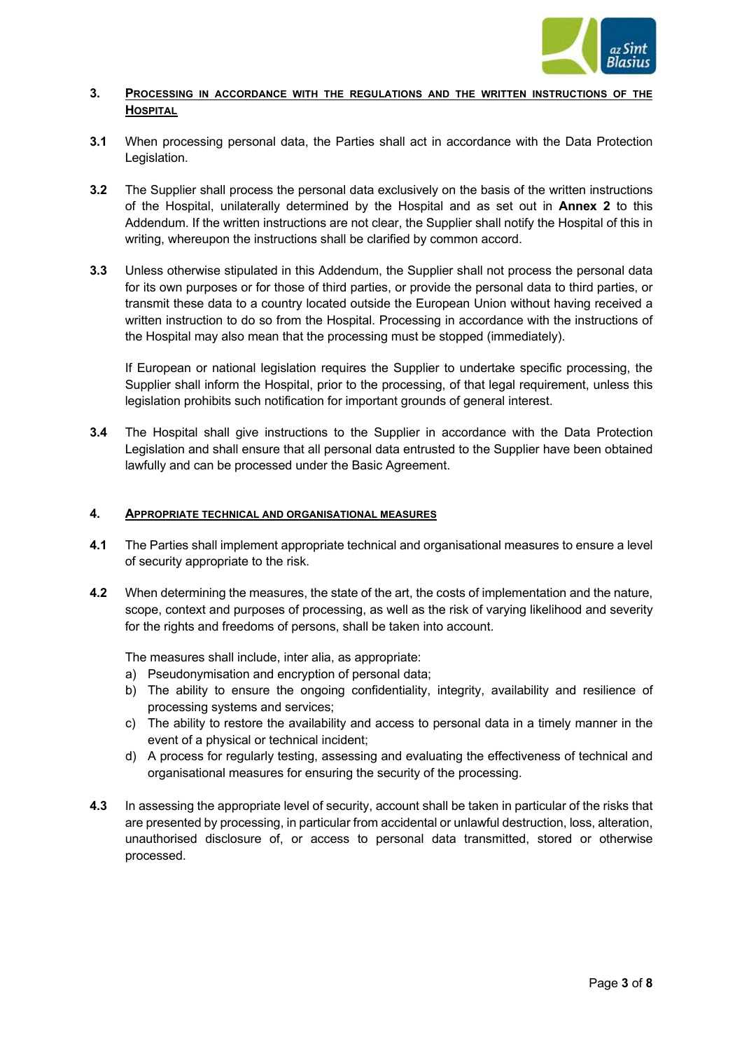## 3. Processing in accordance with the regulations and the written instructions of the Hospital

**3.1** When processing personal data, the Parties shall act in accordance with the Data Protection Legislation.

**3.2** The Supplier shall process the personal data exclusively on the basis of the written instructions of the Hospital, unilaterally determined by the Hospital and as set out in **Annex 2** to this Addendum. If the written instructions are not clear, the Supplier shall notify the Hospital of this in writing, whereupon the instructions shall be clarified by common accord.

**3.3** Unless otherwise stipulated in this Addendum, the Supplier shall not process the personal data for its own purposes or for those of third parties, or provide the personal data to third parties, or transmit these data to a country located outside the European Union without having received a written instruction to do so from the Hospital. Processing in accordance with the instructions of the Hospital may also mean that the processing must be stopped (immediately).

If European or national legislation requires the Supplier to undertake specific processing, the Supplier shall inform the Hospital, prior to the processing, of that legal requirement, unless this legislation prohibits such notification for important grounds of general interest.

**3.4** The Hospital shall give instructions to the Supplier in accordance with the Data Protection Legislation and shall ensure that all personal data entrusted to the Supplier have been obtained lawfully and can be processed under the Basic Agreement.

## 4. Appropriate technical and organisational measures

**4.1** The Parties shall implement appropriate technical and organisational measures to ensure a level of security appropriate to the risk.

**4.2** When determining the measures, the state of the art, the costs of implementation and the nature, scope, context and purposes of processing, as well as the risk of varying likelihood and severity for the rights and freedoms of persons, shall be taken into account.

The measures shall include, inter alia, as appropriate:

a) Pseudonymisation and encryption of personal data;
b) The ability to ensure the ongoing confidentiality, integrity, availability and resilience of processing systems and services;
c) The ability to restore the availability and access to personal data in a timely manner in the event of a physical or technical incident;
d) A process for regularly testing, assessing and evaluating the effectiveness of technical and organisational measures for ensuring the security of the processing.

**4.3** In assessing the appropriate level of security, account shall be taken in particular of the risks that are presented by processing, in particular from accidental or unlawful destruction, loss, alteration, unauthorised disclosure of, or access to personal data transmitted, stored or otherwise processed.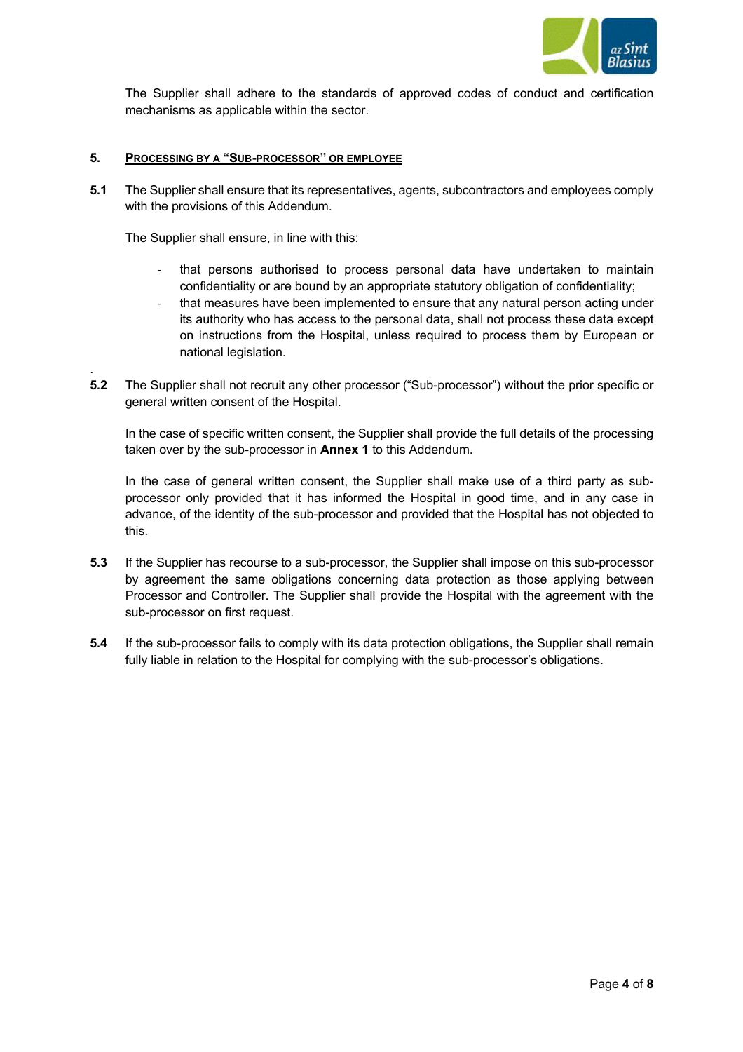The Supplier shall adhere to the standards of approved codes of conduct and certification mechanisms as applicable within the sector.

## 5. PROCESSING BY A "SUB-PROCESSOR" OR EMPLOYEE

**5.1** The Supplier shall ensure that its representatives, agents, subcontractors and employees comply with the provisions of this Addendum.

The Supplier shall ensure, in line with this:

- that persons authorised to process personal data have undertaken to maintain confidentiality or are bound by an appropriate statutory obligation of confidentiality;
- that measures have been implemented to ensure that any natural person acting under its authority who has access to the personal data, shall not process these data except on instructions from the Hospital, unless required to process them by European or national legislation.

**5.2** The Supplier shall not recruit any other processor ("Sub-processor") without the prior specific or general written consent of the Hospital.

In the case of specific written consent, the Supplier shall provide the full details of the processing taken over by the sub-processor in **Annex 1** to this Addendum.

In the case of general written consent, the Supplier shall make use of a third party as sub-processor only provided that it has informed the Hospital in good time, and in any case in advance, of the identity of the sub-processor and provided that the Hospital has not objected to this.

**5.3** If the Supplier has recourse to a sub-processor, the Supplier shall impose on this sub-processor by agreement the same obligations concerning data protection as those applying between Processor and Controller. The Supplier shall provide the Hospital with the agreement with the sub-processor on first request.

**5.4** If the sub-processor fails to comply with its data protection obligations, the Supplier shall remain fully liable in relation to the Hospital for complying with the sub-processor's obligations.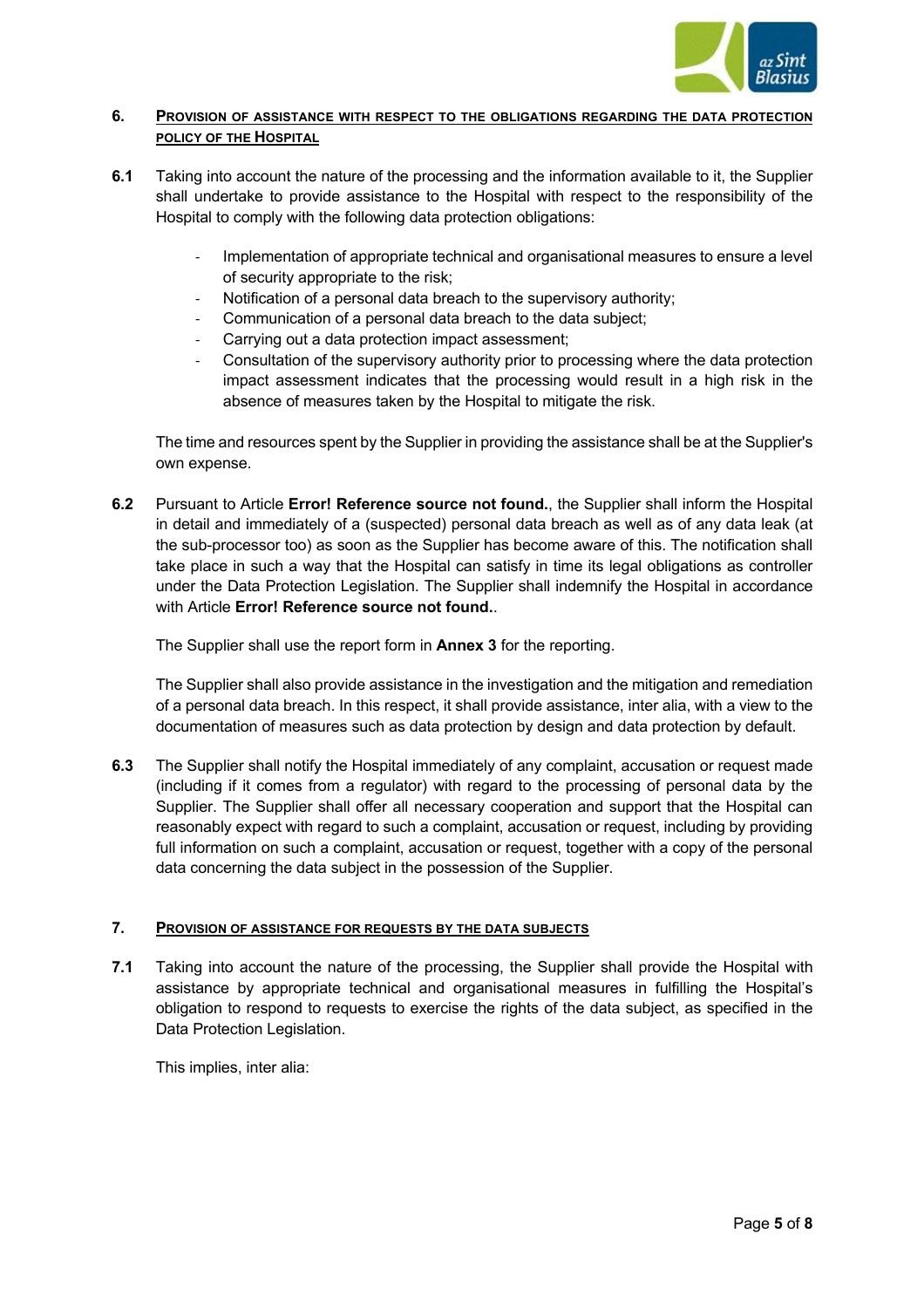## 6. Provision of assistance with respect to the obligations regarding the data protection policy of the Hospital

**6.1** Taking into account the nature of the processing and the information available to it, the Supplier shall undertake to provide assistance to the Hospital with respect to the responsibility of the Hospital to comply with the following data protection obligations:

- Implementation of appropriate technical and organisational measures to ensure a level of security appropriate to the risk;
- Notification of a personal data breach to the supervisory authority;
- Communication of a personal data breach to the data subject;
- Carrying out a data protection impact assessment;
- Consultation of the supervisory authority prior to processing where the data protection impact assessment indicates that the processing would result in a high risk in the absence of measures taken by the Hospital to mitigate the risk.

The time and resources spent by the Supplier in providing the assistance shall be at the Supplier's own expense.

**6.2** Pursuant to Article **Error! Reference source not found.**, the Supplier shall inform the Hospital in detail and immediately of a (suspected) personal data breach as well as of any data leak (at the sub-processor too) as soon as the Supplier has become aware of this. The notification shall take place in such a way that the Hospital can satisfy in time its legal obligations as controller under the Data Protection Legislation. The Supplier shall indemnify the Hospital in accordance with Article **Error! Reference source not found.**.

The Supplier shall use the report form in **Annex 3** for the reporting.

The Supplier shall also provide assistance in the investigation and the mitigation and remediation of a personal data breach. In this respect, it shall provide assistance, inter alia, with a view to the documentation of measures such as data protection by design and data protection by default.

**6.3** The Supplier shall notify the Hospital immediately of any complaint, accusation or request made (including if it comes from a regulator) with regard to the processing of personal data by the Supplier. The Supplier shall offer all necessary cooperation and support that the Hospital can reasonably expect with regard to such a complaint, accusation or request, including by providing full information on such a complaint, accusation or request, together with a copy of the personal data concerning the data subject in the possession of the Supplier.

## 7. Provision of assistance for requests by the data subjects

**7.1** Taking into account the nature of the processing, the Supplier shall provide the Hospital with assistance by appropriate technical and organisational measures in fulfilling the Hospital's obligation to respond to requests to exercise the rights of the data subject, as specified in the Data Protection Legislation.

This implies, inter alia: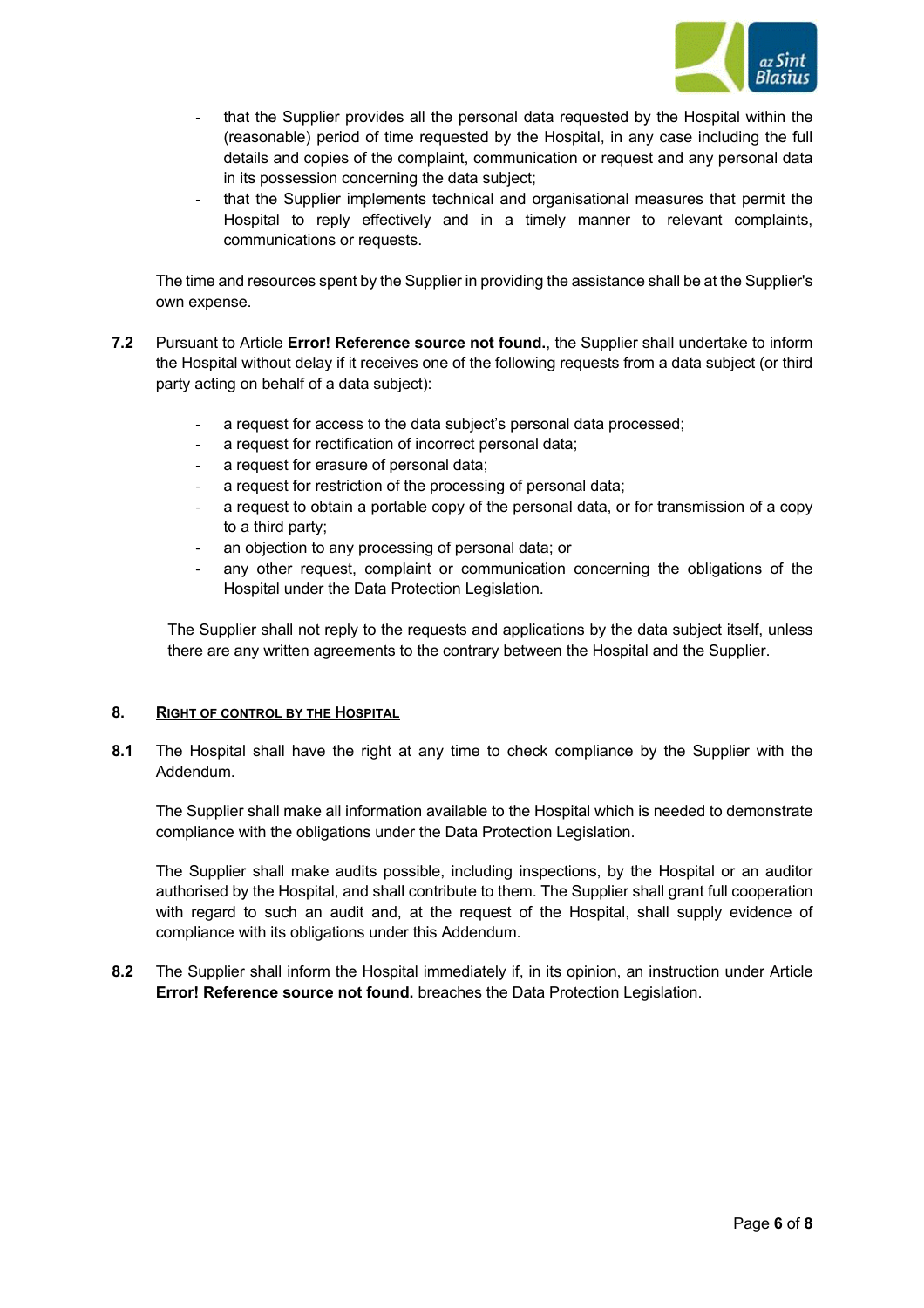- that the Supplier provides all the personal data requested by the Hospital within the (reasonable) period of time requested by the Hospital, in any case including the full details and copies of the complaint, communication or request and any personal data in its possession concerning the data subject;
- that the Supplier implements technical and organisational measures that permit the Hospital to reply effectively and in a timely manner to relevant complaints, communications or requests.

The time and resources spent by the Supplier in providing the assistance shall be at the Supplier's own expense.

**7.2** Pursuant to Article **Error! Reference source not found.**, the Supplier shall undertake to inform the Hospital without delay if it receives one of the following requests from a data subject (or third party acting on behalf of a data subject):

- a request for access to the data subject's personal data processed;
- a request for rectification of incorrect personal data;
- a request for erasure of personal data;
- a request for restriction of the processing of personal data;
- a request to obtain a portable copy of the personal data, or for transmission of a copy to a third party;
- an objection to any processing of personal data; or
- any other request, complaint or communication concerning the obligations of the Hospital under the Data Protection Legislation.

The Supplier shall not reply to the requests and applications by the data subject itself, unless there are any written agreements to the contrary between the Hospital and the Supplier.

## 8. RIGHT OF CONTROL BY THE HOSPITAL

**8.1** The Hospital shall have the right at any time to check compliance by the Supplier with the Addendum.

The Supplier shall make all information available to the Hospital which is needed to demonstrate compliance with the obligations under the Data Protection Legislation.

The Supplier shall make audits possible, including inspections, by the Hospital or an auditor authorised by the Hospital, and shall contribute to them. The Supplier shall grant full cooperation with regard to such an audit and, at the request of the Hospital, shall supply evidence of compliance with its obligations under this Addendum.

**8.2** The Supplier shall inform the Hospital immediately if, in its opinion, an instruction under Article **Error! Reference source not found.** breaches the Data Protection Legislation.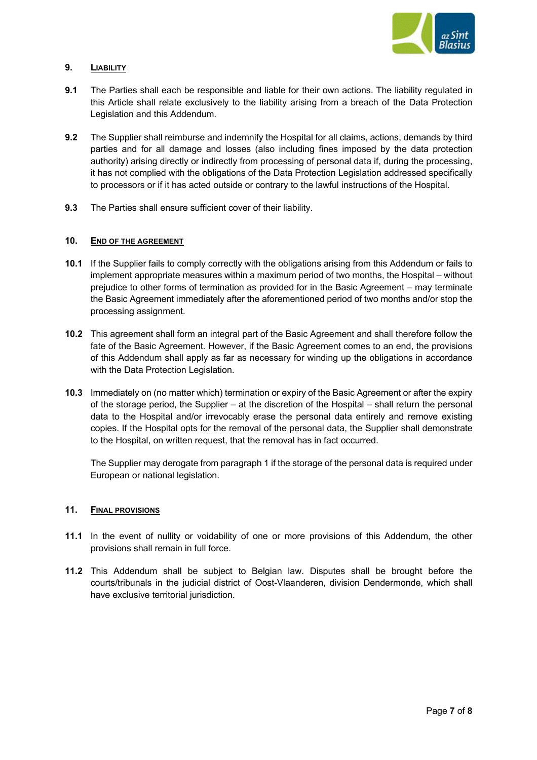## 9. LIABILITY

**9.1** The Parties shall each be responsible and liable for their own actions. The liability regulated in this Article shall relate exclusively to the liability arising from a breach of the Data Protection Legislation and this Addendum.

**9.2** The Supplier shall reimburse and indemnify the Hospital for all claims, actions, demands by third parties and for all damage and losses (also including fines imposed by the data protection authority) arising directly or indirectly from processing of personal data if, during the processing, it has not complied with the obligations of the Data Protection Legislation addressed specifically to processors or if it has acted outside or contrary to the lawful instructions of the Hospital.

**9.3** The Parties shall ensure sufficient cover of their liability.

## 10. END OF THE AGREEMENT

**10.1** If the Supplier fails to comply correctly with the obligations arising from this Addendum or fails to implement appropriate measures within a maximum period of two months, the Hospital – without prejudice to other forms of termination as provided for in the Basic Agreement – may terminate the Basic Agreement immediately after the aforementioned period of two months and/or stop the processing assignment.

**10.2** This agreement shall form an integral part of the Basic Agreement and shall therefore follow the fate of the Basic Agreement. However, if the Basic Agreement comes to an end, the provisions of this Addendum shall apply as far as necessary for winding up the obligations in accordance with the Data Protection Legislation.

**10.3** Immediately on (no matter which) termination or expiry of the Basic Agreement or after the expiry of the storage period, the Supplier – at the discretion of the Hospital – shall return the personal data to the Hospital and/or irrevocably erase the personal data entirely and remove existing copies. If the Hospital opts for the removal of the personal data, the Supplier shall demonstrate to the Hospital, on written request, that the removal has in fact occurred.

The Supplier may derogate from paragraph 1 if the storage of the personal data is required under European or national legislation.

## 11. FINAL PROVISIONS

**11.1** In the event of nullity or voidability of one or more provisions of this Addendum, the other provisions shall remain in full force.

**11.2** This Addendum shall be subject to Belgian law. Disputes shall be brought before the courts/tribunals in the judicial district of Oost-Vlaanderen, division Dendermonde, which shall have exclusive territorial jurisdiction.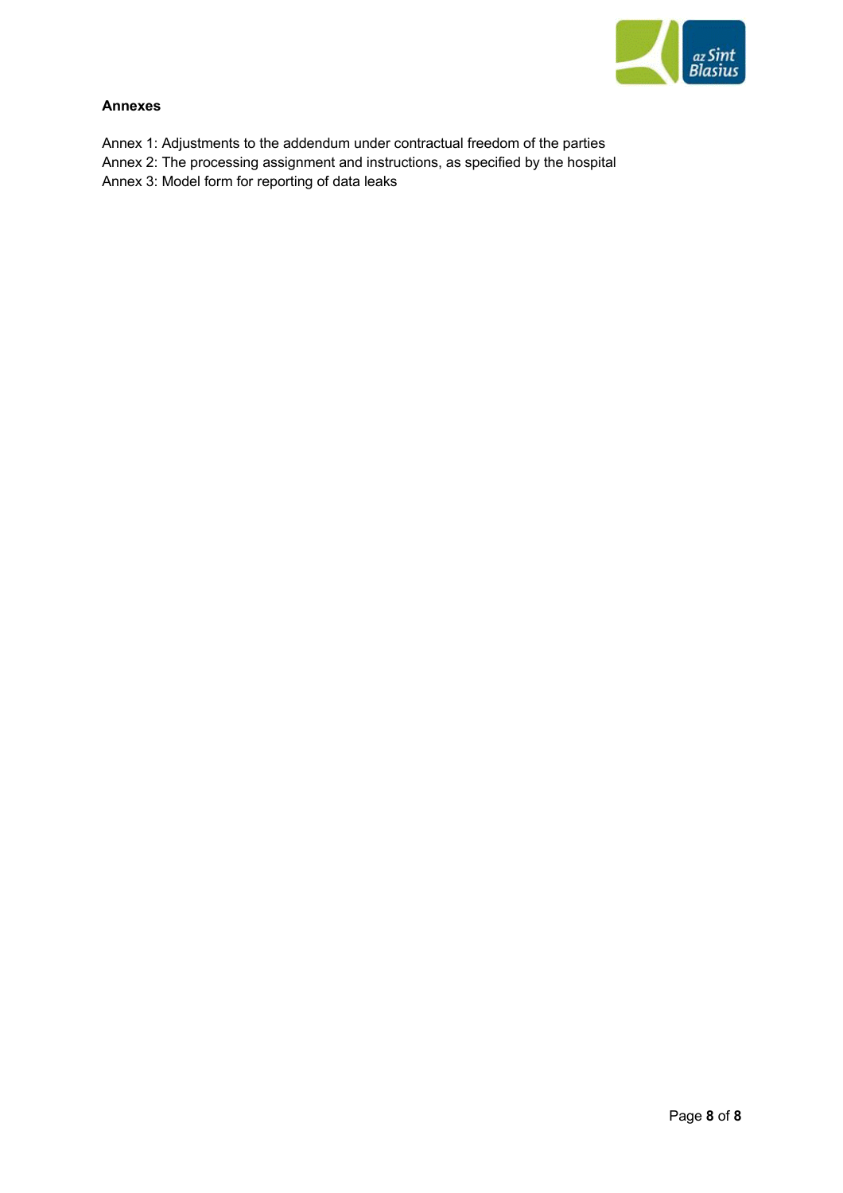**Annexes**

Annex 1: Adjustments to the addendum under contractual freedom of the parties
Annex 2: The processing assignment and instructions, as specified by the hospital
Annex 3: Model form for reporting of data leaks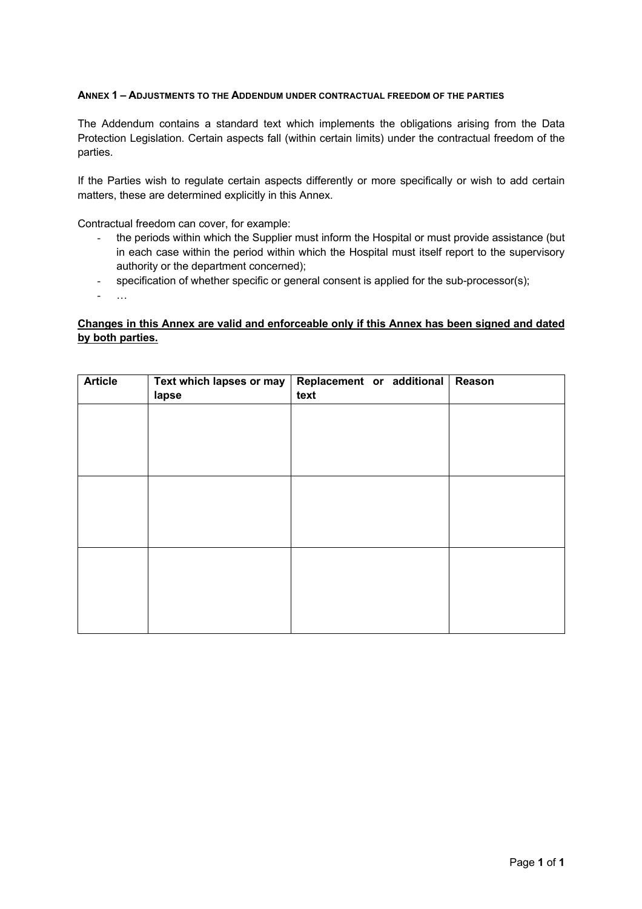**ANNEX 1 – ADJUSTMENTS TO THE ADDENDUM UNDER CONTRACTUAL FREEDOM OF THE PARTIES**

The Addendum contains a standard text which implements the obligations arising from the Data Protection Legislation. Certain aspects fall (within certain limits) under the contractual freedom of the parties.

If the Parties wish to regulate certain aspects differently or more specifically or wish to add certain matters, these are determined explicitly in this Annex.

Contractual freedom can cover, for example:

- the periods within which the Supplier must inform the Hospital or must provide assistance (but in each case within the period within which the Hospital must itself report to the supervisory authority or the department concerned);
- specification of whether specific or general consent is applied for the sub-processor(s);
- …

**Changes in this Annex are valid and enforceable only if this Annex has been signed and dated by both parties.**

| Article | Text which lapses or may lapse | Replacement or additional text | Reason |
|---|---|---|---|
| | | | |
| | | | |
| | | | |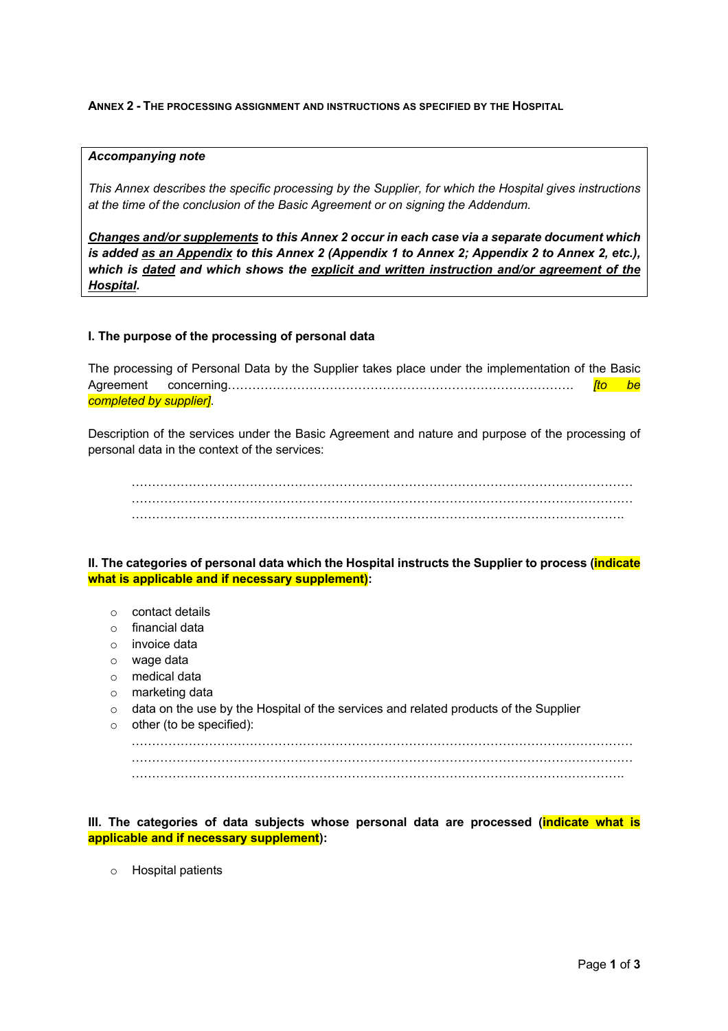**ANNEX 2 - THE PROCESSING ASSIGNMENT AND INSTRUCTIONS AS SPECIFIED BY THE HOSPITAL**

> ***Accompanying note***
>
> *This Annex describes the specific processing by the Supplier, for which the Hospital gives instructions at the time of the conclusion of the Basic Agreement or on signing the Addendum.*
>
> ***Changes and/or supplements to this Annex 2 occur in each case via a separate document which is added as an Appendix to this Annex 2 (Appendix 1 to Annex 2; Appendix 2 to Annex 2, etc.), which is dated and which shows the explicit and written instruction and/or agreement of the Hospital.***

**I. The purpose of the processing of personal data**

The processing of Personal Data by the Supplier takes place under the implementation of the Basic Agreement concerning………………………………………………………………………… *[to be completed by supplier]*.

Description of the services under the Basic Agreement and nature and purpose of the processing of personal data in the context of the services:

…………………………………………………………………………………………………………
…………………………………………………………………………………………………………
………………………………………………………………………………………………………….

**II. The categories of personal data which the Hospital instructs the Supplier to process (indicate what is applicable and if necessary supplement):**

- contact details
- financial data
- invoice data
- wage data
- medical data
- marketing data
- data on the use by the Hospital of the services and related products of the Supplier
- other (to be specified):
  …………………………………………………………………………………………………………
  …………………………………………………………………………………………………………
  ………………………………………………………………………………………………………….

**III. The categories of data subjects whose personal data are processed (indicate what is applicable and if necessary supplement):**

- Hospital patients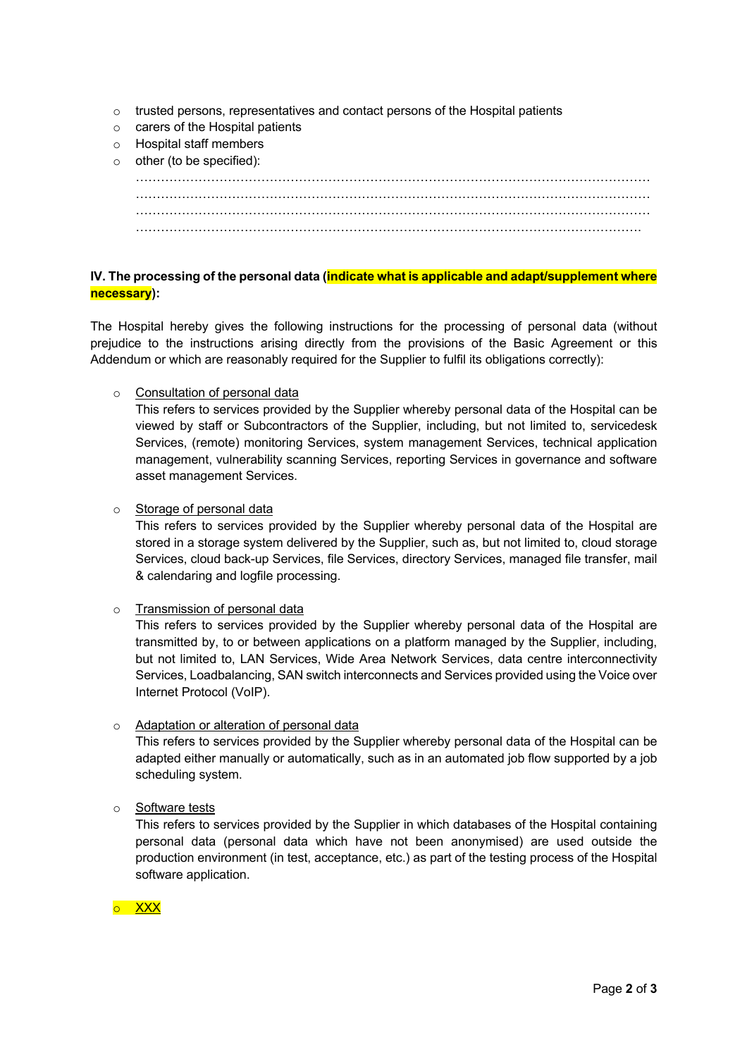- trusted persons, representatives and contact persons of the Hospital patients
- carers of the Hospital patients
- Hospital staff members
- other (to be specified):

  ……………………………………………………………………………………………………………
  ……………………………………………………………………………………………………………
  ……………………………………………………………………………………………………………
  ……………………………………………………………………………………………………………

**IV. The processing of the personal data (indicate what is applicable and adapt/supplement where necessary):**

The Hospital hereby gives the following instructions for the processing of personal data (without prejudice to the instructions arising directly from the provisions of the Basic Agreement or this Addendum or which are reasonably required for the Supplier to fulfil its obligations correctly):

- Consultation of personal data

  This refers to services provided by the Supplier whereby personal data of the Hospital can be viewed by staff or Subcontractors of the Supplier, including, but not limited to, servicedesk Services, (remote) monitoring Services, system management Services, technical application management, vulnerability scanning Services, reporting Services in governance and software asset management Services.

- Storage of personal data

  This refers to services provided by the Supplier whereby personal data of the Hospital are stored in a storage system delivered by the Supplier, such as, but not limited to, cloud storage Services, cloud back-up Services, file Services, directory Services, managed file transfer, mail & calendaring and logfile processing.

- Transmission of personal data

  This refers to services provided by the Supplier whereby personal data of the Hospital are transmitted by, to or between applications on a platform managed by the Supplier, including, but not limited to, LAN Services, Wide Area Network Services, data centre interconnectivity Services, Loadbalancing, SAN switch interconnects and Services provided using the Voice over Internet Protocol (VoIP).

- Adaptation or alteration of personal data

  This refers to services provided by the Supplier whereby personal data of the Hospital can be adapted either manually or automatically, such as in an automated job flow supported by a job scheduling system.

- Software tests

  This refers to services provided by the Supplier in which databases of the Hospital containing personal data (personal data which have not been anonymised) are used outside the production environment (in test, acceptance, etc.) as part of the testing process of the Hospital software application.

- XXX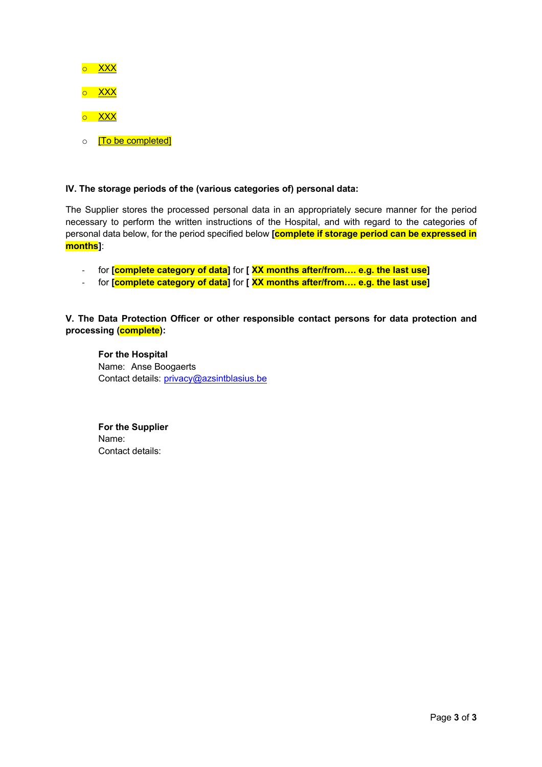- XXX
- XXX
- XXX
- [To be completed]

**IV. The storage periods of the (various categories of) personal data:**

The Supplier stores the processed personal data in an appropriately secure manner for the period necessary to perform the written instructions of the Hospital, and with regard to the categories of personal data below, for the period specified below **[complete if storage period can be expressed in months]**:

- for **[complete category of data]** for **[ XX months after/from…. e.g. the last use]**
- for **[complete category of data]** for **[ XX months after/from…. e.g. the last use]**

**V. The Data Protection Officer or other responsible contact persons for data protection and processing (complete):**

**For the Hospital**
Name: Anse Boogaerts
Contact details: privacy@azsintblasius.be

**For the Supplier**
Name:
Contact details: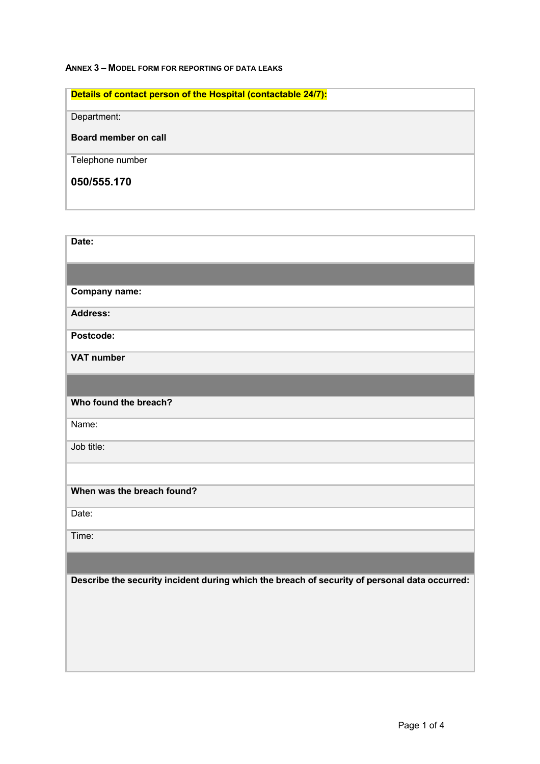ANNEX 3 – MODEL FORM FOR REPORTING OF DATA LEAKS

| **Details of contact person of the Hospital (contactable 24/7):** |
| --- |
| Department:<br><br>**Board member on call** |
| Telephone number<br><br>**050/555.170** |

| **Date:** |
| --- |
| |
| **Company name:** |
| **Address:** |
| **Postcode:** |
| **VAT number** |
| |
| **Who found the breach?** |
| Name: |
| Job title: |
| |
| **When was the breach found?** |
| Date: |
| Time: |
| |
| **Describe the security incident during which the breach of security of personal data occurred:** |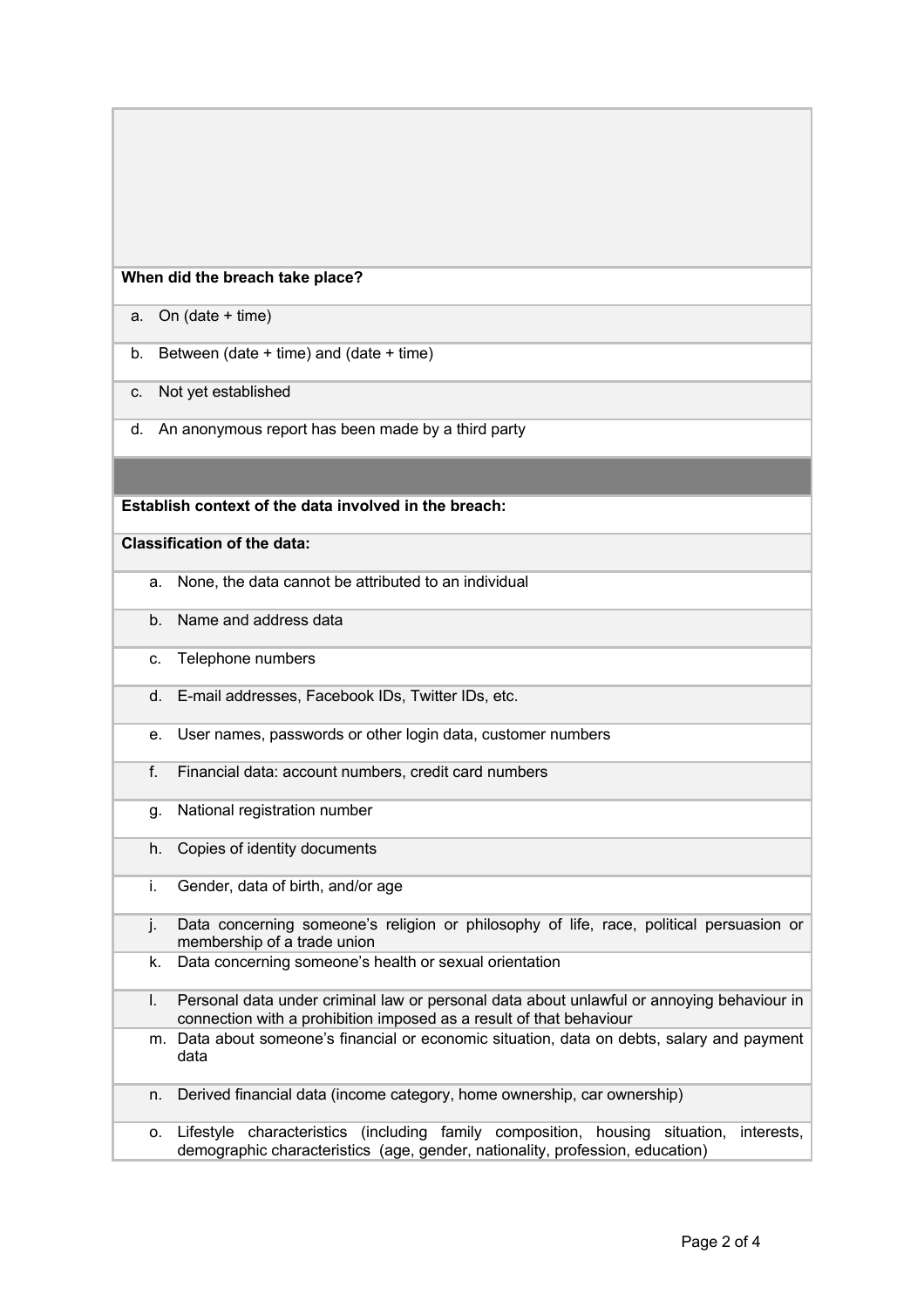**When did the breach take place?**

a. On (date + time)

b. Between (date + time) and (date + time)

c. Not yet established

d. An anonymous report has been made by a third party

**Establish context of the data involved in the breach:**

**Classification of the data:**

a. None, the data cannot be attributed to an individual

b. Name and address data

c. Telephone numbers

d. E-mail addresses, Facebook IDs, Twitter IDs, etc.

e. User names, passwords or other login data, customer numbers

f. Financial data: account numbers, credit card numbers

g. National registration number

h. Copies of identity documents

i. Gender, data of birth, and/or age

j. Data concerning someone's religion or philosophy of life, race, political persuasion or membership of a trade union

k. Data concerning someone's health or sexual orientation

l. Personal data under criminal law or personal data about unlawful or annoying behaviour in connection with a prohibition imposed as a result of that behaviour

m. Data about someone's financial or economic situation, data on debts, salary and payment data

n. Derived financial data (income category, home ownership, car ownership)

o. Lifestyle characteristics (including family composition, housing situation, interests, demographic characteristics (age, gender, nationality, profession, education)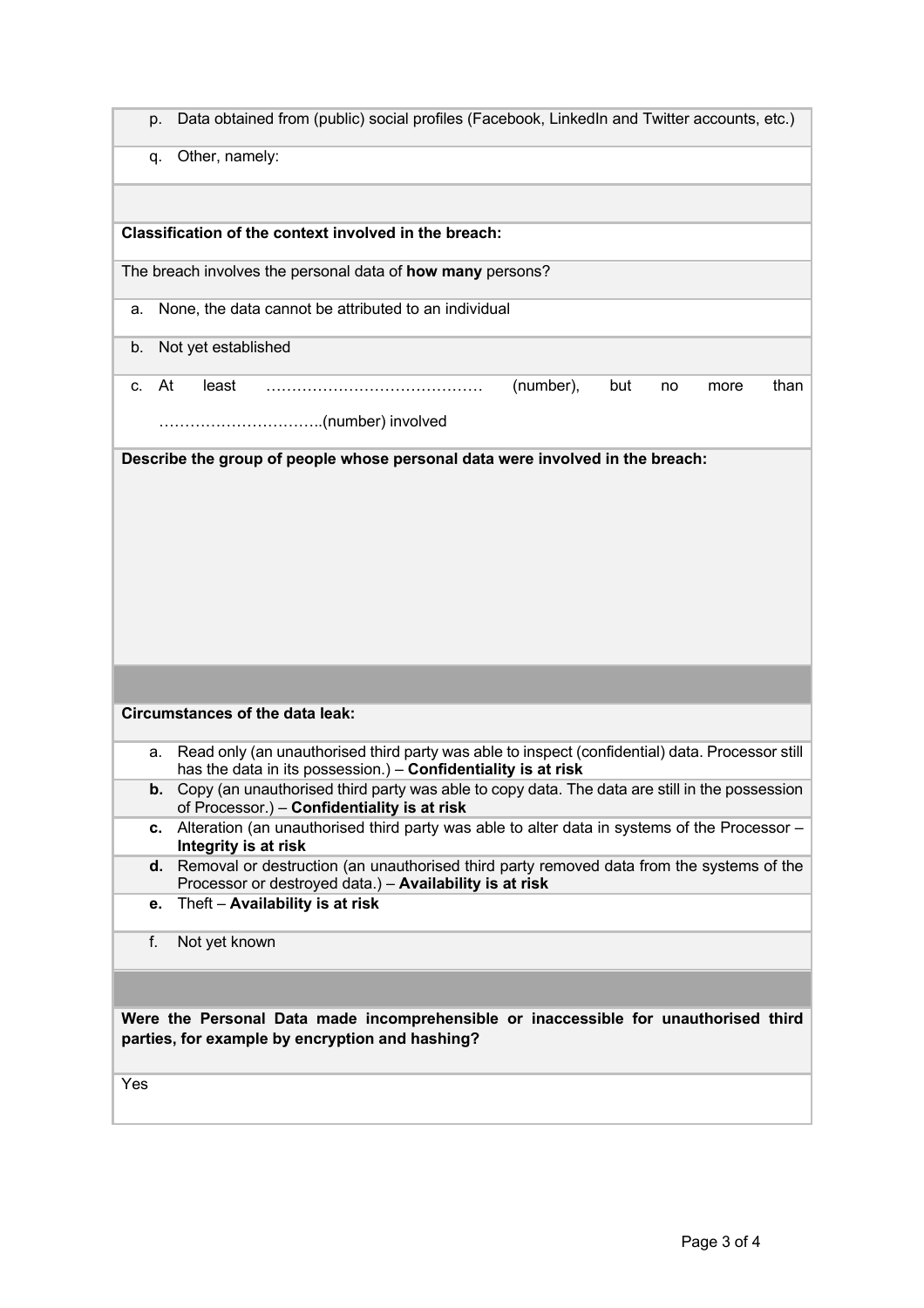p. Data obtained from (public) social profiles (Facebook, LinkedIn and Twitter accounts, etc.)

q. Other, namely:

**Classification of the context involved in the breach:**

The breach involves the personal data of **how many** persons?

a. None, the data cannot be attributed to an individual

b. Not yet established

c. At least …………………………………… (number), but no more than …………………………..(number) involved

**Describe the group of people whose personal data were involved in the breach:**

**Circumstances of the data leak:**

a. Read only (an unauthorised third party was able to inspect (confidential) data. Processor still has the data in its possession.) – **Confidentiality is at risk**

**b.** Copy (an unauthorised third party was able to copy data. The data are still in the possession of Processor.) – **Confidentiality is at risk**

**c.** Alteration (an unauthorised third party was able to alter data in systems of the Processor – **Integrity is at risk**

**d.** Removal or destruction (an unauthorised third party removed data from the systems of the Processor or destroyed data.) – **Availability is at risk**

**e.** Theft – **Availability is at risk**

f. Not yet known

**Were the Personal Data made incomprehensible or inaccessible for unauthorised third parties, for example by encryption and hashing?**

Yes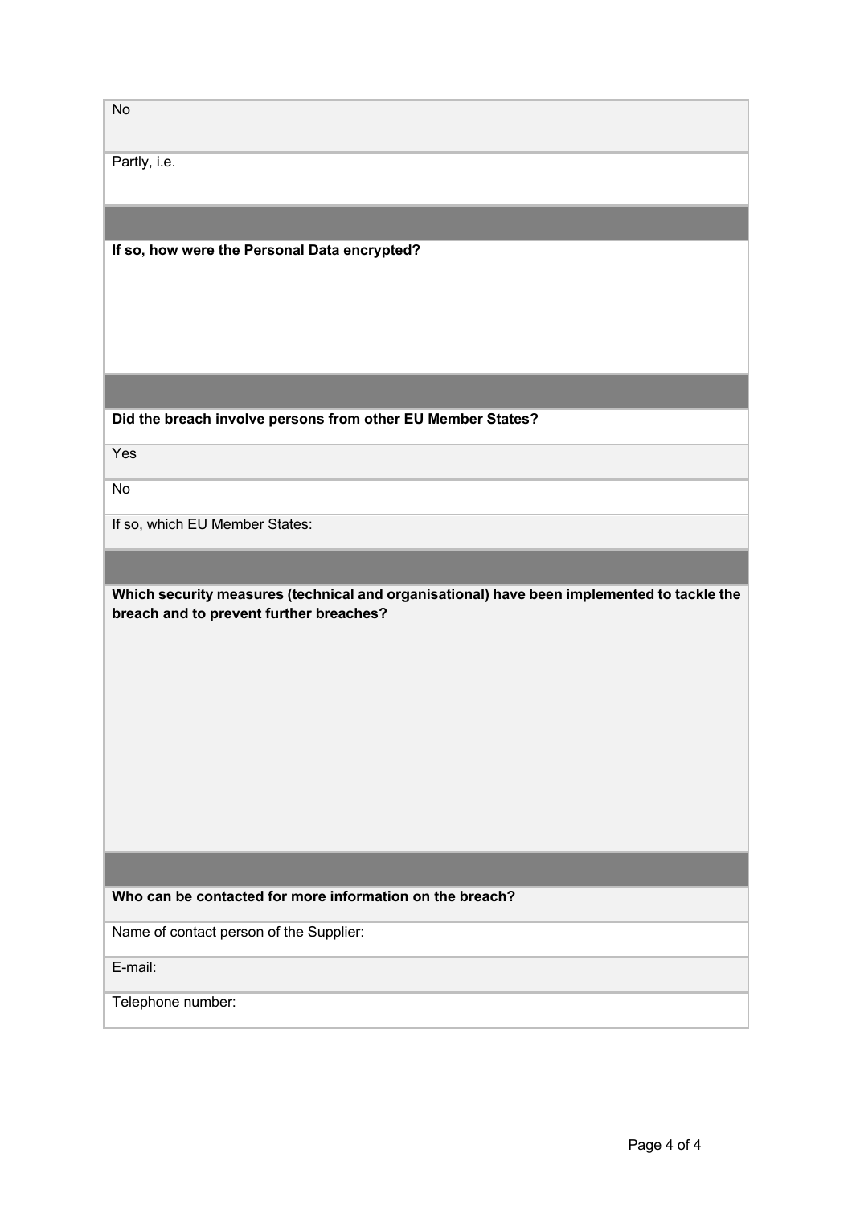| |
|---|
| No |
| Partly, i.e. |
| |
| **If so, how were the Personal Data encrypted?** |
| |
| **Did the breach involve persons from other EU Member States?** |
| Yes |
| No |
| If so, which EU Member States: |
| |
| **Which security measures (technical and organisational) have been implemented to tackle the breach and to prevent further breaches?** |
| |
| **Who can be contacted for more information on the breach?** |
| Name of contact person of the Supplier: |
| E-mail: |
| Telephone number: |